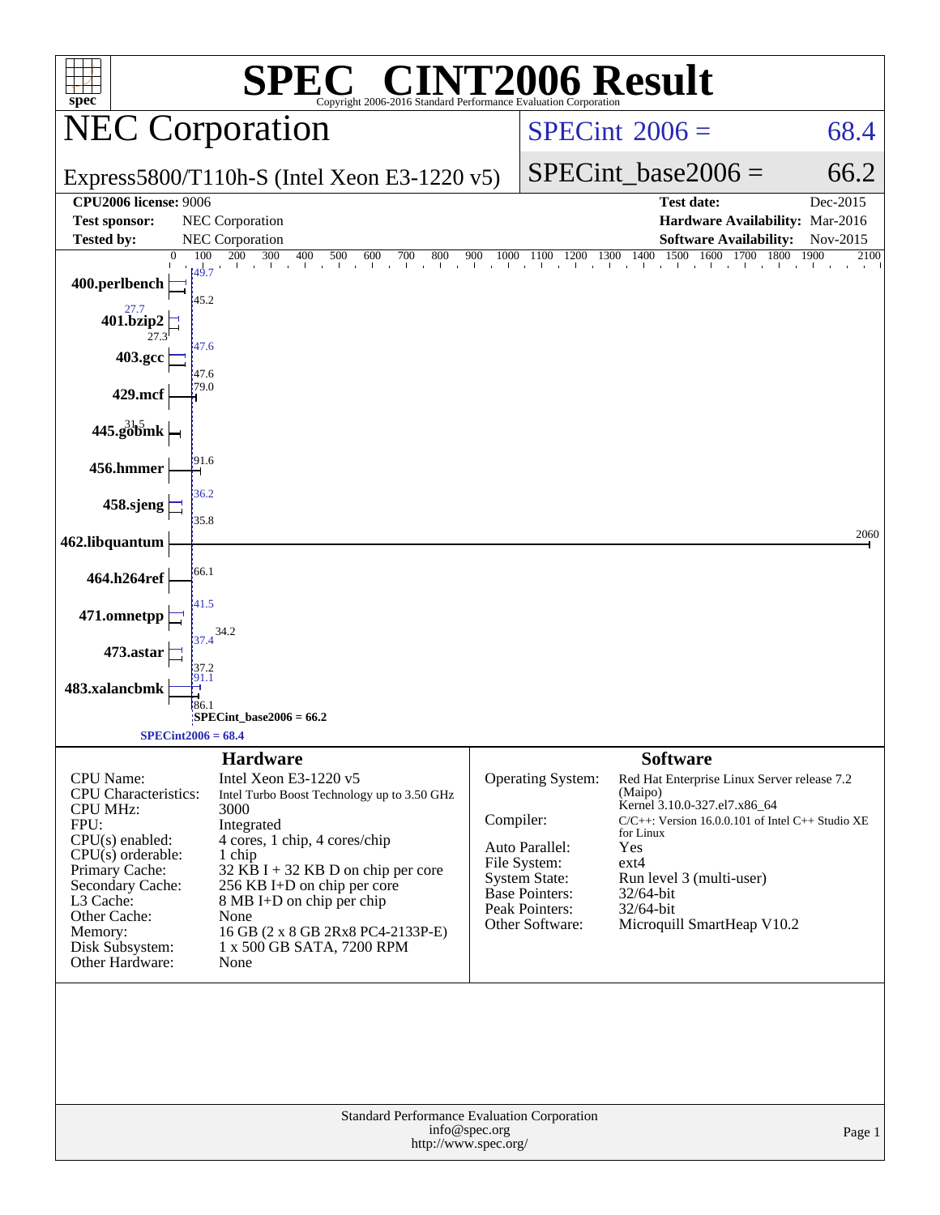# SPEC® CINT2006 Result

Copyright 2006-2016 Standard Performance Evaluation Corporation

## NEC Corporation

Express5800/T110h-S (Intel Xeon E3-1220 v5)

SPECint 2006 = 68.4

SPECint_base2006 = 66.2

| | | | |
|---|---|---|---|
| **CPU2006 license:** 9006 | | **Test date:** | Dec-2015 |
| **Test sponsor:** | NEC Corporation | **Hardware Availability:** | Mar-2016 |
| **Tested by:** | NEC Corporation | **Software Availability:** | Nov-2015 |

| Benchmark | Peak | Base |
|---|---|---|
| 400.perlbench | 49.7 | 45.2 |
| 401.bzip2 | 27.7 | 27.3 |
| 403.gcc | 47.6 | 47.6 |
| 429.mcf | 79.0 | |
| 445.gobmk | 31.5 | |
| 456.hmmer | 91.6 | |
| 458.sjeng | 36.2 | 35.8 |
| 462.libquantum | 2060 | |
| 464.h264ref | 66.1 | |
| 471.omnetpp | 41.5 | 34.2 |
| 473.astar | 37.4 | 37.2 |
| 483.xalancbmk | 91.1 | 86.1 |

SPECint_base2006 = 66.2

SPECint2006 = 68.4

### Hardware

| | |
|---|---|
| CPU Name: | Intel Xeon E3-1220 v5 |
| CPU Characteristics: | Intel Turbo Boost Technology up to 3.50 GHz |
| CPU MHz: | 3000 |
| FPU: | Integrated |
| CPU(s) enabled: | 4 cores, 1 chip, 4 cores/chip |
| CPU(s) orderable: | 1 chip |
| Primary Cache: | 32 KB I + 32 KB D on chip per core |
| Secondary Cache: | 256 KB I+D on chip per core |
| L3 Cache: | 8 MB I+D on chip per chip |
| Other Cache: | None |
| Memory: | 16 GB (2 x 8 GB 2Rx8 PC4-2133P-E) |
| Disk Subsystem: | 1 x 500 GB SATA, 7200 RPM |
| Other Hardware: | None |

### Software

| | |
|---|---|
| Operating System: | Red Hat Enterprise Linux Server release 7.2 (Maipo) Kernel 3.10.0-327.el7.x86_64 |
| Compiler: | C/C++: Version 16.0.0.101 of Intel C++ Studio XE for Linux |
| Auto Parallel: | Yes |
| File System: | ext4 |
| System State: | Run level 3 (multi-user) |
| Base Pointers: | 32/64-bit |
| Peak Pointers: | 32/64-bit |
| Other Software: | Microquill SmartHeap V10.2 |

Standard Performance Evaluation Corporation
info@spec.org
http://www.spec.org/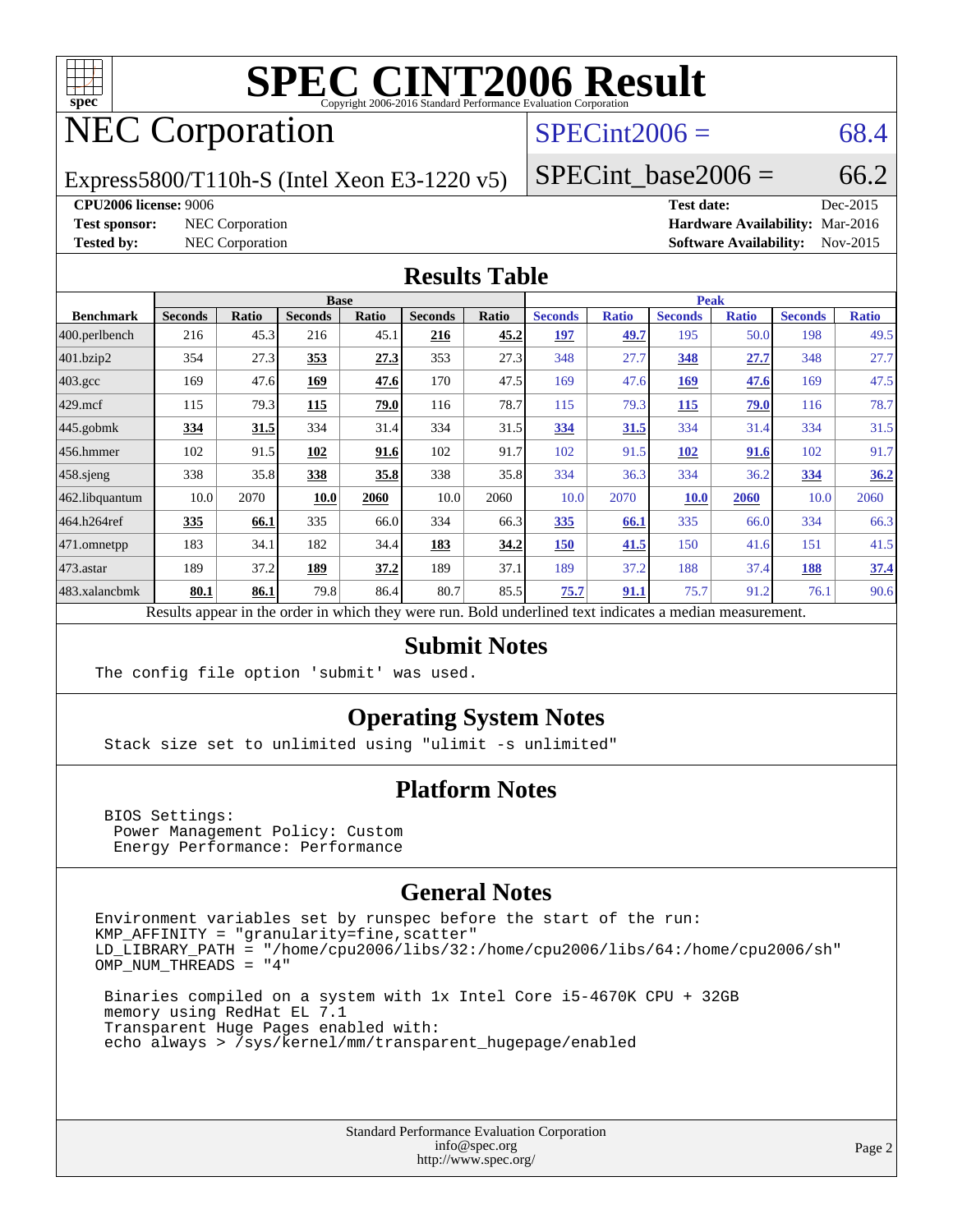# SPEC CINT2006 Result

Copyright 2006-2016 Standard Performance Evaluation Corporation

# NEC Corporation

Express5800/T110h-S (Intel Xeon E3-1220 v5)

SPECint2006 = 68.4

SPECint_base2006 = 66.2

**CPU2006 license:** 9006

**Test sponsor:** NEC Corporation

**Tested by:** NEC Corporation

**Test date:** Dec-2015

**Hardware Availability:** Mar-2016

**Software Availability:** Nov-2015

## Results Table

| Benchmark | Base | | | | | | Peak | | | | | |
|---|---|---|---|---|---|---|---|---|---|---|---|---|
| | Seconds | Ratio | Seconds | Ratio | Seconds | Ratio | Seconds | Ratio | Seconds | Ratio | Seconds | Ratio |
| 400.perlbench | 216 | 45.3 | 216 | 45.1 | **216** | **45.2** | **197** | **49.7** | 195 | 50.0 | 198 | 49.5 |
| 401.bzip2 | 354 | 27.3 | **353** | **27.3** | 353 | 27.3 | 348 | 27.7 | **348** | **27.7** | 348 | 27.7 |
| 403.gcc | 169 | 47.6 | **169** | **47.6** | 170 | 47.5 | 169 | 47.6 | **169** | **47.6** | 169 | 47.5 |
| 429.mcf | 115 | 79.3 | **115** | **79.0** | 116 | 78.7 | 115 | 79.3 | **115** | **79.0** | 116 | 78.7 |
| 445.gobmk | **334** | **31.5** | 334 | 31.4 | 334 | 31.5 | **334** | **31.5** | 334 | 31.4 | 334 | 31.5 |
| 456.hmmer | 102 | 91.5 | **102** | **91.6** | 102 | 91.7 | 102 | 91.5 | **102** | **91.6** | 102 | 91.7 |
| 458.sjeng | 338 | 35.8 | **338** | **35.8** | 338 | 35.8 | 334 | 36.3 | 334 | 36.2 | **334** | **36.2** |
| 462.libquantum | 10.0 | 2070 | **10.0** | **2060** | 10.0 | 2060 | 10.0 | 2070 | **10.0** | **2060** | 10.0 | 2060 |
| 464.h264ref | **335** | **66.1** | 335 | 66.0 | 334 | 66.3 | **335** | **66.1** | 335 | 66.0 | 334 | 66.3 |
| 471.omnetpp | 183 | 34.1 | 182 | 34.4 | **183** | **34.2** | **150** | **41.5** | 150 | 41.6 | 151 | 41.5 |
| 473.astar | 189 | 37.2 | **189** | **37.2** | 189 | 37.1 | 189 | 37.2 | 188 | 37.4 | **188** | **37.4** |
| 483.xalancbmk | **80.1** | **86.1** | 79.8 | 86.4 | 80.7 | 85.5 | **75.7** | **91.1** | 75.7 | 91.2 | 76.1 | 90.6 |

Results appear in the order in which they were run. Bold underlined text indicates a median measurement.

## Submit Notes

The config file option 'submit' was used.

## Operating System Notes

Stack size set to unlimited using "ulimit -s unlimited"

## Platform Notes

BIOS Settings:
 Power Management Policy: Custom
 Energy Performance: Performance

## General Notes

Environment variables set by runspec before the start of the run:
KMP_AFFINITY = "granularity=fine,scatter"
LD_LIBRARY_PATH = "/home/cpu2006/libs/32:/home/cpu2006/libs/64:/home/cpu2006/sh"
OMP_NUM_THREADS = "4"

Binaries compiled on a system with 1x Intel Core i5-4670K CPU + 32GB
memory using RedHat EL 7.1
Transparent Huge Pages enabled with:
echo always > /sys/kernel/mm/transparent_hugepage/enabled

Standard Performance Evaluation Corporation
info@spec.org
http://www.spec.org/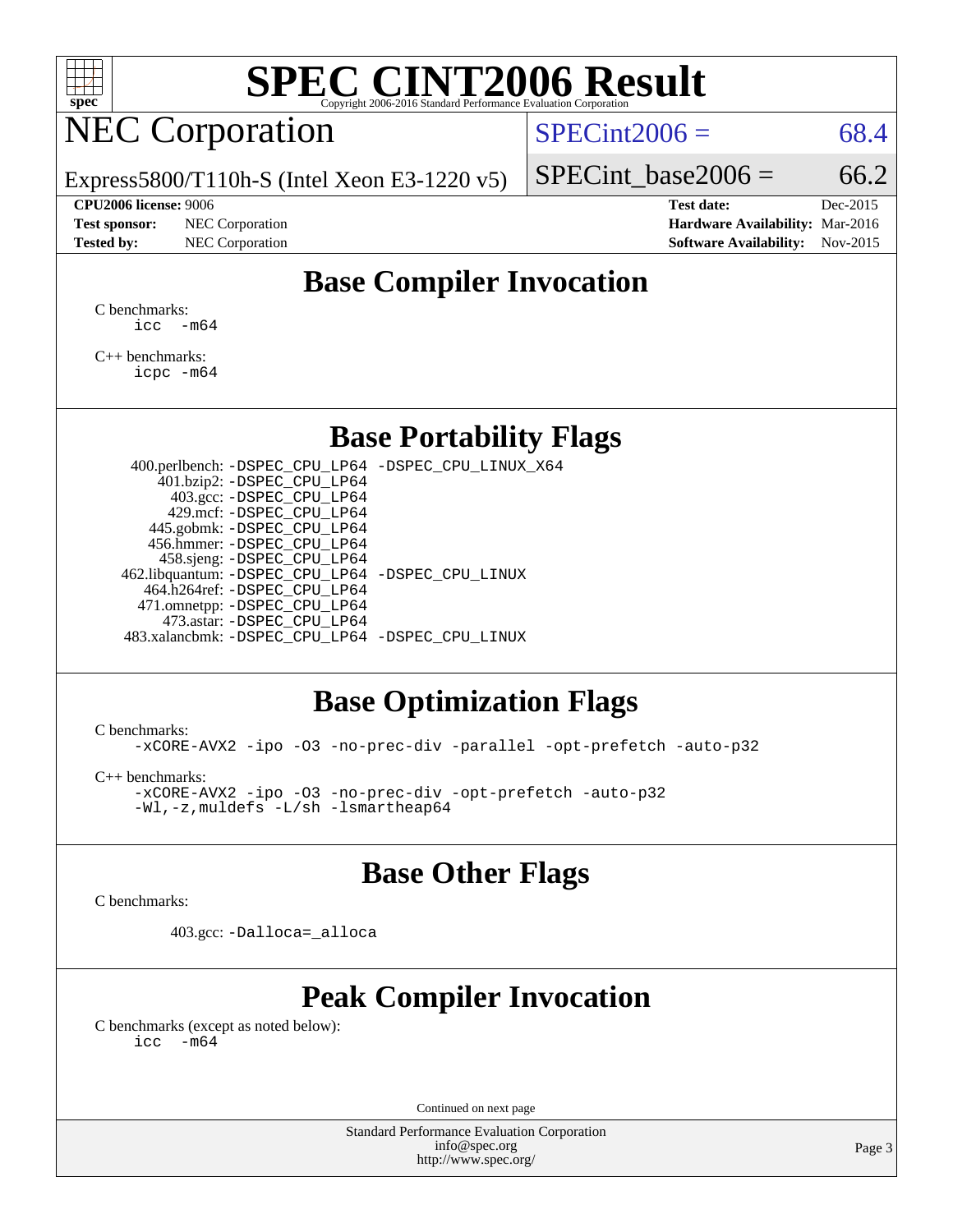# SPEC CINT2006 Result

## NEC Corporation

Express5800/T110h-S (Intel Xeon E3-1220 v5)

SPECint2006 = 68.4

SPECint_base2006 = 66.2

**CPU2006 license:** 9006
**Test sponsor:** NEC Corporation
**Tested by:** NEC Corporation

**Test date:** Dec-2015
**Hardware Availability:** Mar-2016
**Software Availability:** Nov-2015

## Base Compiler Invocation

C benchmarks:
```
icc  -m64
```

C++ benchmarks:
```
icpc -m64
```

## Base Portability Flags

| | |
|---|---|
| 400.perlbench: | -DSPEC_CPU_LP64 -DSPEC_CPU_LINUX_X64 |
| 401.bzip2: | -DSPEC_CPU_LP64 |
| 403.gcc: | -DSPEC_CPU_LP64 |
| 429.mcf: | -DSPEC_CPU_LP64 |
| 445.gobmk: | -DSPEC_CPU_LP64 |
| 456.hmmer: | -DSPEC_CPU_LP64 |
| 458.sjeng: | -DSPEC_CPU_LP64 |
| 462.libquantum: | -DSPEC_CPU_LP64 -DSPEC_CPU_LINUX |
| 464.h264ref: | -DSPEC_CPU_LP64 |
| 471.omnetpp: | -DSPEC_CPU_LP64 |
| 473.astar: | -DSPEC_CPU_LP64 |
| 483.xalancbmk: | -DSPEC_CPU_LP64 -DSPEC_CPU_LINUX |

## Base Optimization Flags

C benchmarks:
```
-xCORE-AVX2 -ipo -O3 -no-prec-div -parallel -opt-prefetch -auto-p32
```

C++ benchmarks:
```
-xCORE-AVX2 -ipo -O3 -no-prec-div -opt-prefetch -auto-p32
-Wl,-z,muldefs -L/sh -lsmartheap64
```

## Base Other Flags

C benchmarks:

403.gcc: -Dalloca=_alloca

## Peak Compiler Invocation

C benchmarks (except as noted below):
```
icc  -m64
```

Continued on next page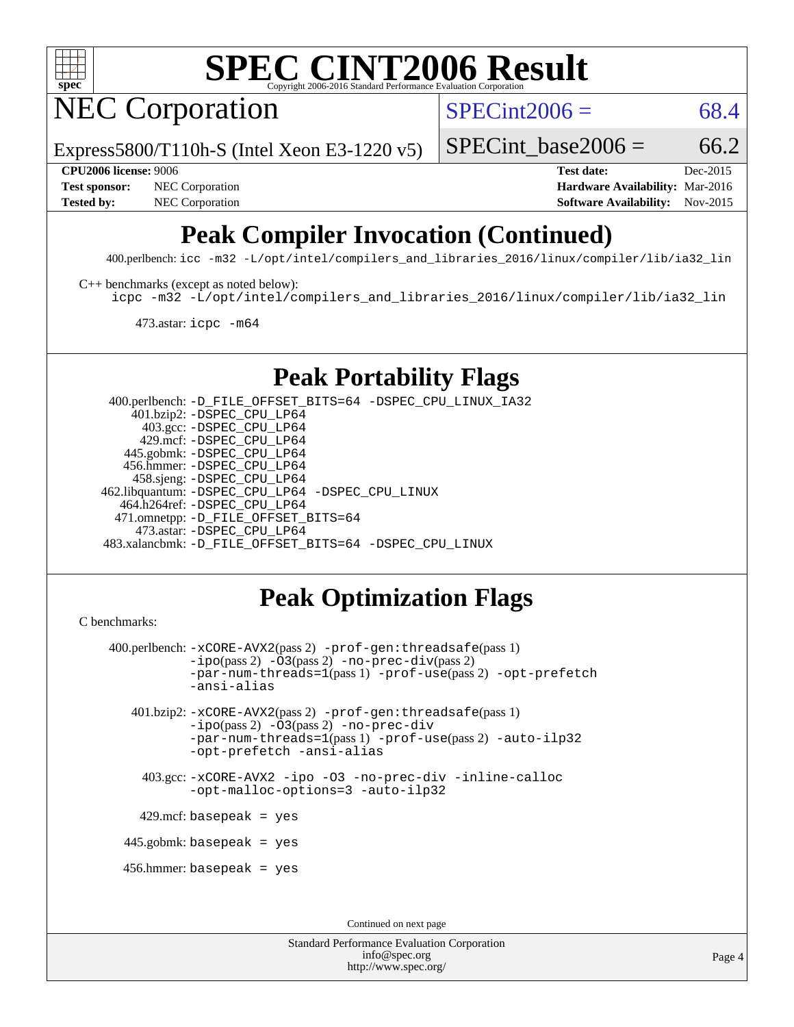# Peak Compiler Invocation (Continued)

400.perlbench: `icc -m32 -L/opt/intel/compilers_and_libraries_2016/linux/compiler/lib/ia32_lin`

C++ benchmarks (except as noted below):
`icpc -m32 -L/opt/intel/compilers_and_libraries_2016/linux/compiler/lib/ia32_lin`

473.astar: `icpc -m64`

# Peak Portability Flags

400.perlbench: `-D_FILE_OFFSET_BITS=64 -DSPEC_CPU_LINUX_IA32`
401.bzip2: `-DSPEC_CPU_LP64`
403.gcc: `-DSPEC_CPU_LP64`
429.mcf: `-DSPEC_CPU_LP64`
445.gobmk: `-DSPEC_CPU_LP64`
456.hmmer: `-DSPEC_CPU_LP64`
458.sjeng: `-DSPEC_CPU_LP64`
462.libquantum: `-DSPEC_CPU_LP64 -DSPEC_CPU_LINUX`
464.h264ref: `-DSPEC_CPU_LP64`
471.omnetpp: `-D_FILE_OFFSET_BITS=64`
473.astar: `-DSPEC_CPU_LP64`
483.xalancbmk: `-D_FILE_OFFSET_BITS=64 -DSPEC_CPU_LINUX`

# Peak Optimization Flags

C benchmarks:

400.perlbench: `-xCORE-AVX2`(pass 2) `-prof-gen:threadsafe`(pass 1) `-ipo`(pass 2) `-O3`(pass 2) `-no-prec-div`(pass 2) `-par-num-threads=1`(pass 1) `-prof-use`(pass 2) `-opt-prefetch` `-ansi-alias`

401.bzip2: `-xCORE-AVX2`(pass 2) `-prof-gen:threadsafe`(pass 1) `-ipo`(pass 2) `-O3`(pass 2) `-no-prec-div` `-par-num-threads=1`(pass 1) `-prof-use`(pass 2) `-auto-ilp32` `-opt-prefetch` `-ansi-alias`

403.gcc: `-xCORE-AVX2 -ipo -O3 -no-prec-div -inline-calloc -opt-malloc-options=3 -auto-ilp32`

429.mcf: `basepeak = yes`

445.gobmk: `basepeak = yes`

456.hmmer: `basepeak = yes`

Continued on next page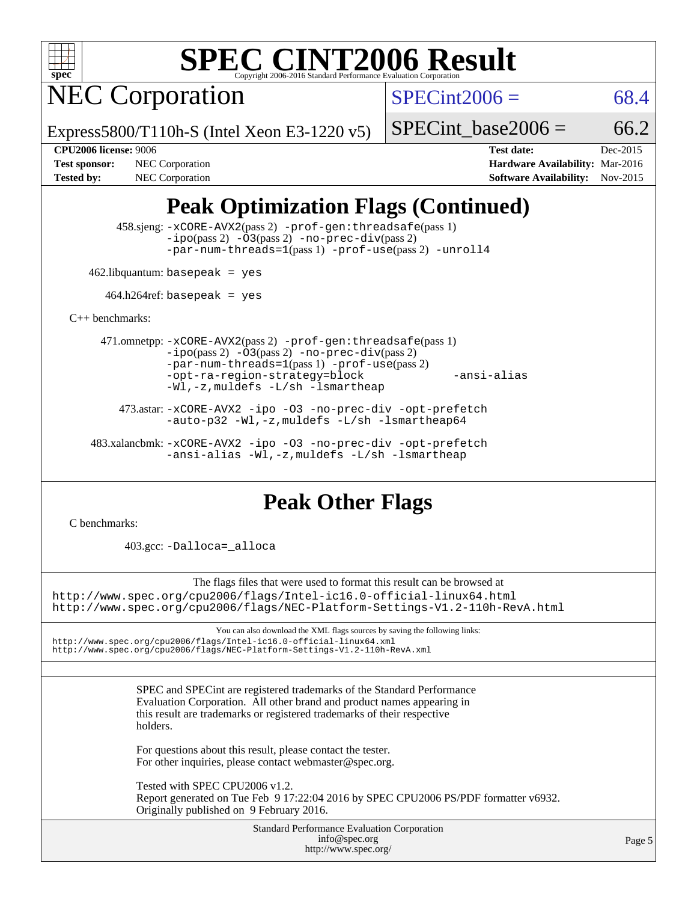# SPEC CINT2006 Result

Copyright 2006-2016 Standard Performance Evaluation Corporation

## NEC Corporation

Express5800/T110h-S (Intel Xeon E3-1220 v5)

SPECint2006 = 68.4

SPECint_base2006 = 66.2

**CPU2006 license:** 9006
**Test sponsor:** NEC Corporation
**Tested by:** NEC Corporation

**Test date:** Dec-2015
**Hardware Availability:** Mar-2016
**Software Availability:** Nov-2015

## Peak Optimization Flags (Continued)

458.sjeng: `-xCORE-AVX2`(pass 2) `-prof-gen:threadsafe`(pass 1) `-ipo`(pass 2) `-O3`(pass 2) `-no-prec-div`(pass 2) `-par-num-threads=1`(pass 1) `-prof-use`(pass 2) `-unroll4`

462.libquantum: `basepeak = yes`

464.h264ref: `basepeak = yes`

C++ benchmarks:

471.omnetpp: `-xCORE-AVX2`(pass 2) `-prof-gen:threadsafe`(pass 1) `-ipo`(pass 2) `-O3`(pass 2) `-no-prec-div`(pass 2) `-par-num-threads=1`(pass 1) `-prof-use`(pass 2) `-opt-ra-region-strategy=block` `-ansi-alias` `-Wl,-z,muldefs` `-L/sh -lsmartheap`

473.astar: `-xCORE-AVX2 -ipo -O3 -no-prec-div -opt-prefetch -auto-p32 -Wl,-z,muldefs -L/sh -lsmartheap64`

483.xalancbmk: `-xCORE-AVX2 -ipo -O3 -no-prec-div -opt-prefetch -ansi-alias -Wl,-z,muldefs -L/sh -lsmartheap`

## Peak Other Flags

C benchmarks:

403.gcc: `-Dalloca=_alloca`

The flags files that were used to format this result can be browsed at
http://www.spec.org/cpu2006/flags/Intel-ic16.0-official-linux64.html
http://www.spec.org/cpu2006/flags/NEC-Platform-Settings-V1.2-110h-RevA.html

You can also download the XML flags sources by saving the following links:
http://www.spec.org/cpu2006/flags/Intel-ic16.0-official-linux64.xml
http://www.spec.org/cpu2006/flags/NEC-Platform-Settings-V1.2-110h-RevA.xml

SPEC and SPECint are registered trademarks of the Standard Performance Evaluation Corporation. All other brand and product names appearing in this result are trademarks or registered trademarks of their respective holders.

For questions about this result, please contact the tester.
For other inquiries, please contact webmaster@spec.org.

Tested with SPEC CPU2006 v1.2.
Report generated on Tue Feb 9 17:22:04 2016 by SPEC CPU2006 PS/PDF formatter v6932.
Originally published on 9 February 2016.

Standard Performance Evaluation Corporation
info@spec.org
http://www.spec.org/